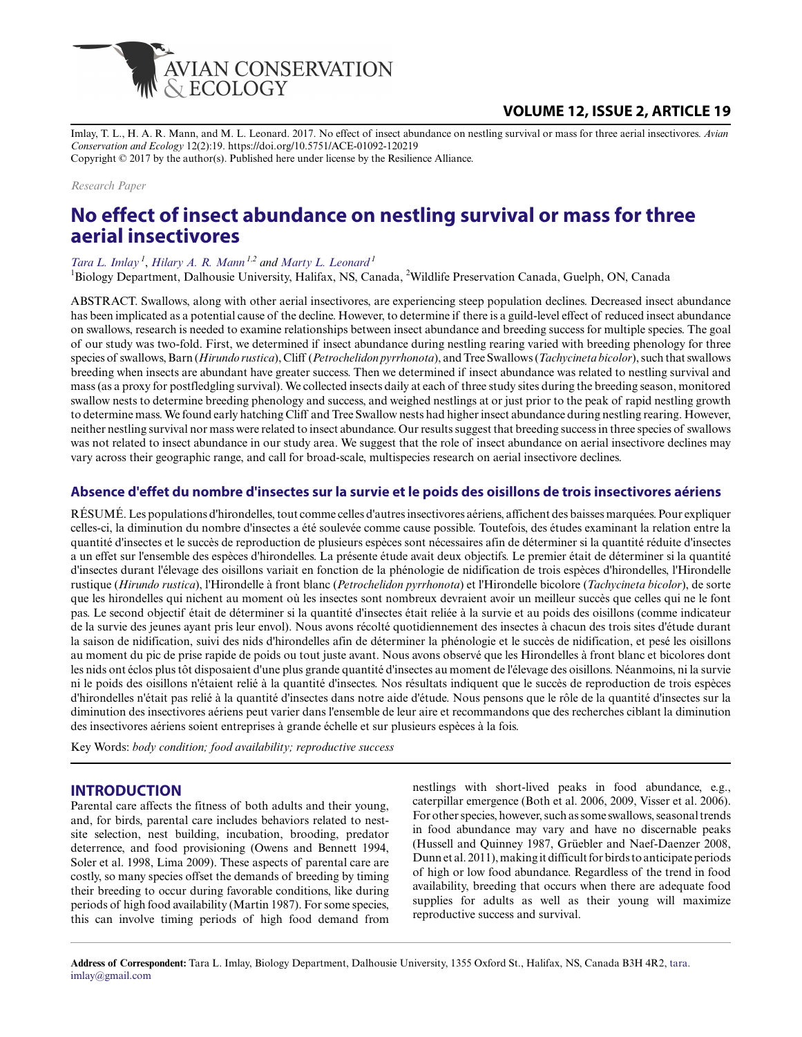Imlay, T. L., H. A. R. Mann, and M. L. Leonard. 2017. No effect of insect abundance on nestling survival or mass for three aerial insectivores. *Avian Conservation and Ecology* 12(2):19. https://doi.org/10.5751/ACE-01092-120219
Copyright © 2017 by the author(s). Published here under license by the Resilience Alliance.

*Research Paper*

# No effect of insect abundance on nestling survival or mass for three aerial insectivores

*Tara L. Imlay* [1], *Hilary A. R. Mann* [1,2] *and Marty L. Leonard* [1]

[1]Biology Department, Dalhousie University, Halifax, NS, Canada, [2]Wildlife Preservation Canada, Guelph, ON, Canada

ABSTRACT. Swallows, along with other aerial insectivores, are experiencing steep population declines. Decreased insect abundance has been implicated as a potential cause of the decline. However, to determine if there is a guild-level effect of reduced insect abundance on swallows, research is needed to examine relationships between insect abundance and breeding success for multiple species. The goal of our study was two-fold. First, we determined if insect abundance during nestling rearing varied with breeding phenology for three species of swallows, Barn (*Hirundo rustica*), Cliff (*Petrochelidon pyrrhonota*), and Tree Swallows (*Tachycineta bicolor*), such that swallows breeding when insects are abundant have greater success. Then we determined if insect abundance was related to nestling survival and mass (as a proxy for postfledgling survival). We collected insects daily at each of three study sites during the breeding season, monitored swallow nests to determine breeding phenology and success, and weighed nestlings at or just prior to the peak of rapid nestling growth to determine mass. We found early hatching Cliff and Tree Swallow nests had higher insect abundance during nestling rearing. However, neither nestling survival nor mass were related to insect abundance. Our results suggest that breeding success in three species of swallows was not related to insect abundance in our study area. We suggest that the role of insect abundance on aerial insectivore declines may vary across their geographic range, and call for broad-scale, multispecies research on aerial insectivore declines.

## Absence d'effet du nombre d'insectes sur la survie et le poids des oisillons de trois insectivores aériens

RÉSUMÉ. Les populations d'hirondelles, tout comme celles d'autres insectivores aériens, affichent des baisses marquées. Pour expliquer celles-ci, la diminution du nombre d'insectes a été soulevée comme cause possible. Toutefois, des études examinant la relation entre la quantité d'insectes et le succès de reproduction de plusieurs espèces sont nécessaires afin de déterminer si la quantité réduite d'insectes a un effet sur l'ensemble des espèces d'hirondelles. La présente étude avait deux objectifs. Le premier était de déterminer si la quantité d'insectes durant l'élevage des oisillons variait en fonction de la phénologie de nidification de trois espèces d'hirondelles, l'Hirondelle rustique (*Hirundo rustica*), l'Hirondelle à front blanc (*Petrochelidon pyrrhonota*) et l'Hirondelle bicolore (*Tachycineta bicolor*), de sorte que les hirondelles qui nichent au moment où les insectes sont nombreux devraient avoir un meilleur succès que celles qui ne le font pas. Le second objectif était de déterminer si la quantité d'insectes était reliée à la survie et au poids des oisillons (comme indicateur de la survie des jeunes ayant pris leur envol). Nous avons récolté quotidiennement des insectes à chacun des trois sites d'étude durant la saison de nidification, suivi des nids d'hirondelles afin de déterminer la phénologie et le succès de nidification, et pesé les oisillons au moment du pic de prise rapide de poids ou tout juste avant. Nous avons observé que les Hirondelles à front blanc et bicolores dont les nids ont éclos plus tôt disposaient d'une plus grande quantité d'insectes au moment de l'élevage des oisillons. Néanmoins, ni la survie ni le poids des oisillons n'étaient relié à la quantité d'insectes. Nos résultats indiquent que le succès de reproduction de trois espèces d'hirondelles n'était pas relié à la quantité d'insectes dans notre aide d'étude. Nous pensons que le rôle de la quantité d'insectes sur la diminution des insectivores aériens peut varier dans l'ensemble de leur aire et recommandons que des recherches ciblant la diminution des insectivores aériens soient entreprises à grande échelle et sur plusieurs espèces à la fois.

Key Words: *body condition; food availability; reproductive success*

## INTRODUCTION

Parental care affects the fitness of both adults and their young, and, for birds, parental care includes behaviors related to nest-site selection, nest building, incubation, brooding, predator deterrence, and food provisioning (Owens and Bennett 1994, Soler et al. 1998, Lima 2009). These aspects of parental care are costly, so many species offset the demands of breeding by timing their breeding to occur during favorable conditions, like during periods of high food availability (Martin 1987). For some species, this can involve timing periods of high food demand from nestlings with short-lived peaks in food abundance, e.g., caterpillar emergence (Both et al. 2006, 2009, Visser et al. 2006). For other species, however, such as some swallows, seasonal trends in food abundance may vary and have no discernable peaks (Hussell and Quinney 1987, Grüebler and Naef-Daenzer 2008, Dunn et al. 2011), making it difficult for birds to anticipate periods of high or low food abundance. Regardless of the trend in food availability, breeding that occurs when there are adequate food supplies for adults as well as their young will maximize reproductive success and survival.

**Address of Correspondent:** Tara L. Imlay, Biology Department, Dalhousie University, 1355 Oxford St., Halifax, NS, Canada B3H 4R2, tara.imlay@gmail.com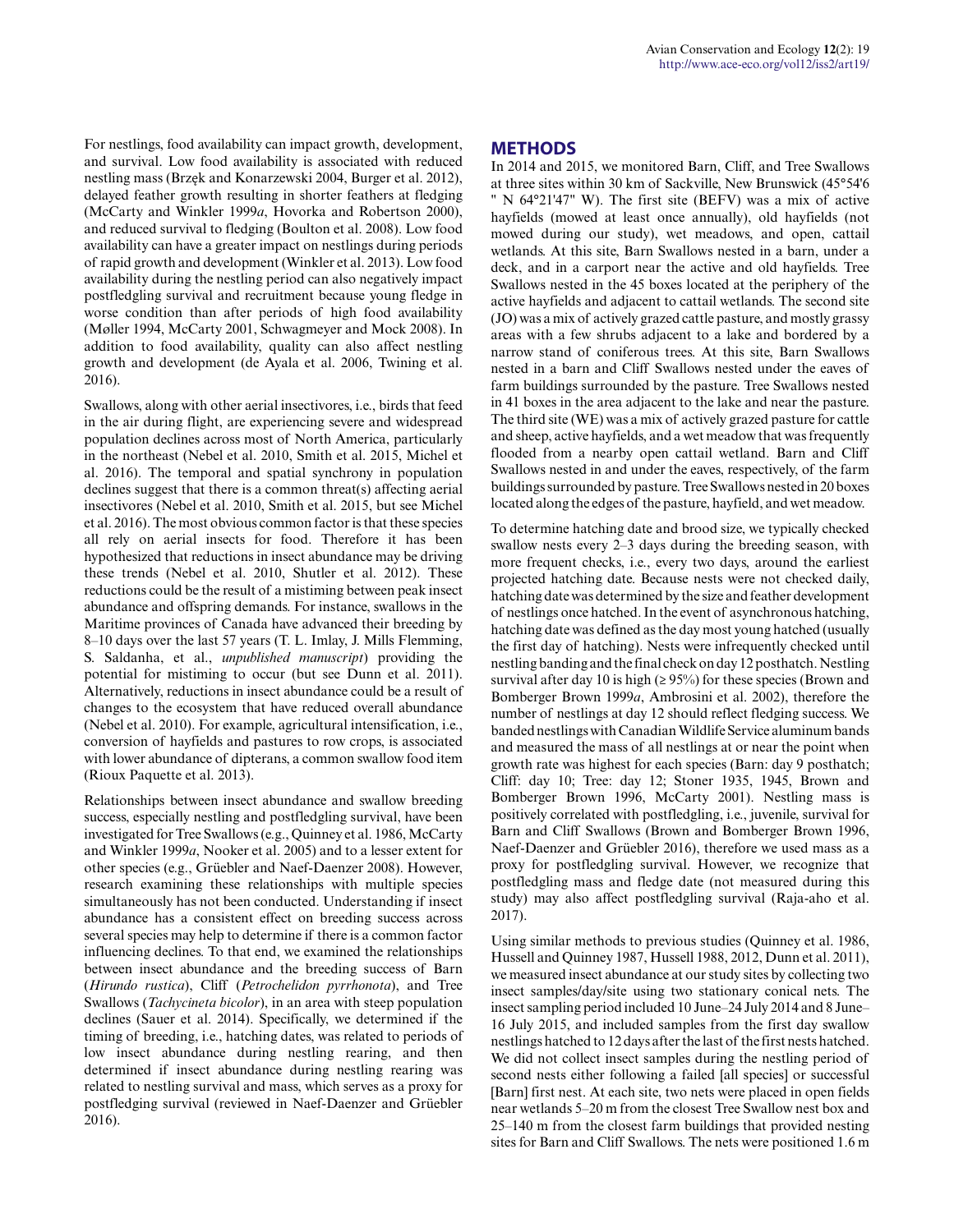For nestlings, food availability can impact growth, development, and survival. Low food availability is associated with reduced nestling mass (Brzęk and Konarzewski 2004, Burger et al. 2012), delayed feather growth resulting in shorter feathers at fledging (McCarty and Winkler 1999*a*, Hovorka and Robertson 2000), and reduced survival to fledging (Boulton et al. 2008). Low food availability can have a greater impact on nestlings during periods of rapid growth and development (Winkler et al. 2013). Low food availability during the nestling period can also negatively impact postfledgling survival and recruitment because young fledge in worse condition than after periods of high food availability (Møller 1994, McCarty 2001, Schwagmeyer and Mock 2008). In addition to food availability, quality can also affect nestling growth and development (de Ayala et al. 2006, Twining et al. 2016).

Swallows, along with other aerial insectivores, i.e., birds that feed in the air during flight, are experiencing severe and widespread population declines across most of North America, particularly in the northeast (Nebel et al. 2010, Smith et al. 2015, Michel et al. 2016). The temporal and spatial synchrony in population declines suggest that there is a common threat(s) affecting aerial insectivores (Nebel et al. 2010, Smith et al. 2015, but see Michel et al. 2016). The most obvious common factor is that these species all rely on aerial insects for food. Therefore it has been hypothesized that reductions in insect abundance may be driving these trends (Nebel et al. 2010, Shutler et al. 2012). These reductions could be the result of a mistiming between peak insect abundance and offspring demands. For instance, swallows in the Maritime provinces of Canada have advanced their breeding by 8–10 days over the last 57 years (T. L. Imlay, J. Mills Flemming, S. Saldanha, et al., *unpublished manuscript*) providing the potential for mistiming to occur (but see Dunn et al. 2011). Alternatively, reductions in insect abundance could be a result of changes to the ecosystem that have reduced overall abundance (Nebel et al. 2010). For example, agricultural intensification, i.e., conversion of hayfields and pastures to row crops, is associated with lower abundance of dipterans, a common swallow food item (Rioux Paquette et al. 2013).

Relationships between insect abundance and swallow breeding success, especially nestling and postfledgling survival, have been investigated for Tree Swallows (e.g., Quinney et al. 1986, McCarty and Winkler 1999*a*, Nooker et al. 2005) and to a lesser extent for other species (e.g., Grüebler and Naef-Daenzer 2008). However, research examining these relationships with multiple species simultaneously has not been conducted. Understanding if insect abundance has a consistent effect on breeding success across several species may help to determine if there is a common factor influencing declines. To that end, we examined the relationships between insect abundance and the breeding success of Barn (*Hirundo rustica*), Cliff (*Petrochelidon pyrrhonota*), and Tree Swallows (*Tachycineta bicolor*), in an area with steep population declines (Sauer et al. 2014). Specifically, we determined if the timing of breeding, i.e., hatching dates, was related to periods of low insect abundance during nestling rearing, and then determined if insect abundance during nestling rearing was related to nestling survival and mass, which serves as a proxy for postfledging survival (reviewed in Naef-Daenzer and Grüebler 2016).

## METHODS

In 2014 and 2015, we monitored Barn, Cliff, and Tree Swallows at three sites within 30 km of Sackville, New Brunswick (45°54'6 " N 64°21'47" W). The first site (BEFV) was a mix of active hayfields (mowed at least once annually), old hayfields (not mowed during our study), wet meadows, and open, cattail wetlands. At this site, Barn Swallows nested in a barn, under a deck, and in a carport near the active and old hayfields. Tree Swallows nested in the 45 boxes located at the periphery of the active hayfields and adjacent to cattail wetlands. The second site (JO) was a mix of actively grazed cattle pasture, and mostly grassy areas with a few shrubs adjacent to a lake and bordered by a narrow stand of coniferous trees. At this site, Barn Swallows nested in a barn and Cliff Swallows nested under the eaves of farm buildings surrounded by the pasture. Tree Swallows nested in 41 boxes in the area adjacent to the lake and near the pasture. The third site (WE) was a mix of actively grazed pasture for cattle and sheep, active hayfields, and a wet meadow that was frequently flooded from a nearby open cattail wetland. Barn and Cliff Swallows nested in and under the eaves, respectively, of the farm buildings surrounded by pasture. Tree Swallows nested in 20 boxes located along the edges of the pasture, hayfield, and wet meadow.

To determine hatching date and brood size, we typically checked swallow nests every 2–3 days during the breeding season, with more frequent checks, i.e., every two days, around the earliest projected hatching date. Because nests were not checked daily, hatching date was determined by the size and feather development of nestlings once hatched. In the event of asynchronous hatching, hatching date was defined as the day most young hatched (usually the first day of hatching). Nests were infrequently checked until nestling banding and the final check on day 12 posthatch. Nestling survival after day 10 is high (≥ 95%) for these species (Brown and Bomberger Brown 1999*a*, Ambrosini et al. 2002), therefore the number of nestlings at day 12 should reflect fledging success. We banded nestlings with Canadian Wildlife Service aluminum bands and measured the mass of all nestlings at or near the point when growth rate was highest for each species (Barn: day 9 posthatch; Cliff: day 10; Tree: day 12; Stoner 1935, 1945, Brown and Bomberger Brown 1996, McCarty 2001). Nestling mass is positively correlated with postfledgling, i.e., juvenile, survival for Barn and Cliff Swallows (Brown and Bomberger Brown 1996, Naef-Daenzer and Grüebler 2016), therefore we used mass as a proxy for postfledgling survival. However, we recognize that postfledgling mass and fledge date (not measured during this study) may also affect postfledgling survival (Raja-aho et al. 2017).

Using similar methods to previous studies (Quinney et al. 1986, Hussell and Quinney 1987, Hussell 1988, 2012, Dunn et al. 2011), we measured insect abundance at our study sites by collecting two insect samples/day/site using two stationary conical nets. The insect sampling period included 10 June–24 July 2014 and 8 June–16 July 2015, and included samples from the first day swallow nestlings hatched to 12 days after the last of the first nests hatched. We did not collect insect samples during the nestling period of second nests either following a failed [all species] or successful [Barn] first nest. At each site, two nets were placed in open fields near wetlands 5–20 m from the closest Tree Swallow nest box and 25–140 m from the closest farm buildings that provided nesting sites for Barn and Cliff Swallows. The nets were positioned 1.6 m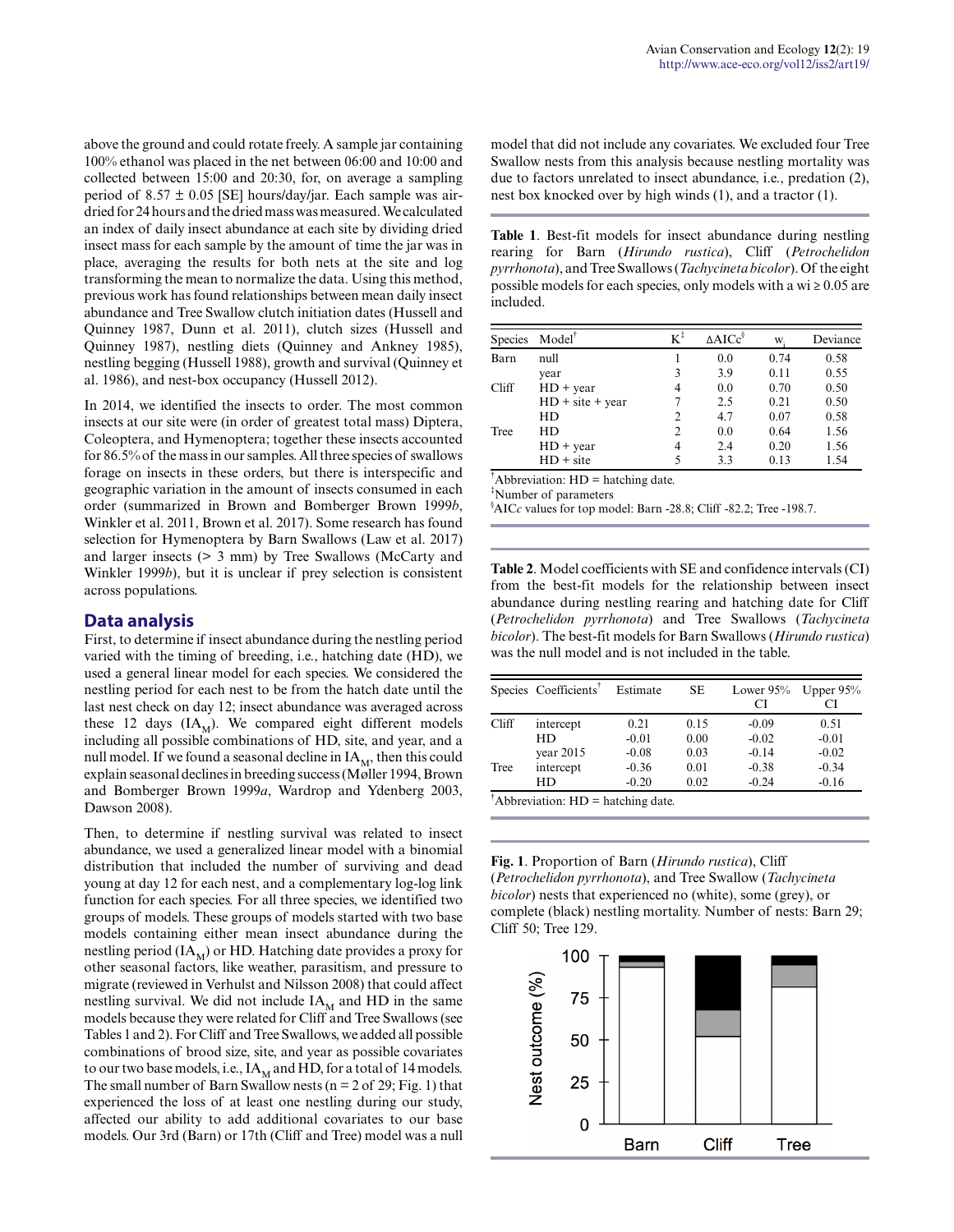above the ground and could rotate freely. A sample jar containing 100% ethanol was placed in the net between 06:00 and 10:00 and collected between 15:00 and 20:30, for, on average a sampling period of 8.57 ± 0.05 [SE] hours/day/jar. Each sample was air-dried for 24 hours and the dried mass was measured. We calculated an index of daily insect abundance at each site by dividing dried insect mass for each sample by the amount of time the jar was in place, averaging the results for both nets at the site and log transforming the mean to normalize the data. Using this method, previous work has found relationships between mean daily insect abundance and Tree Swallow clutch initiation dates (Hussell and Quinney 1987, Dunn et al. 2011), clutch sizes (Hussell and Quinney 1987), nestling diets (Quinney and Ankney 1985), nestling begging (Hussell 1988), growth and survival (Quinney et al. 1986), and nest-box occupancy (Hussell 2012).

In 2014, we identified the insects to order. The most common insects at our site were (in order of greatest total mass) Diptera, Coleoptera, and Hymenoptera; together these insects accounted for 86.5% of the mass in our samples. All three species of swallows forage on insects in these orders, but there is interspecific and geographic variation in the amount of insects consumed in each order (summarized in Brown and Bomberger Brown 1999*b*, Winkler et al. 2011, Brown et al. 2017). Some research has found selection for Hymenoptera by Barn Swallows (Law et al. 2017) and larger insects (> 3 mm) by Tree Swallows (McCarty and Winkler 1999*b*), but it is unclear if prey selection is consistent across populations.

## Data analysis

First, to determine if insect abundance during the nestling period varied with the timing of breeding, i.e., hatching date (HD), we used a general linear model for each species. We considered the nestling period for each nest to be from the hatch date until the last nest check on day 12; insect abundance was averaged across these 12 days ($IA_M$). We compared eight different models including all possible combinations of HD, site, and year, and a null model. If we found a seasonal decline in $IA_M$, then this could explain seasonal declines in breeding success (Møller 1994, Brown and Bomberger Brown 1999*a*, Wardrop and Ydenberg 2003, Dawson 2008).

Then, to determine if nestling survival was related to insect abundance, we used a generalized linear model with a binomial distribution that included the number of surviving and dead young at day 12 for each nest, and a complementary log-log link function for each species. For all three species, we identified two groups of models. These groups of models started with two base models containing either mean insect abundance during the nestling period ($IA_M$) or HD. Hatching date provides a proxy for other seasonal factors, like weather, parasitism, and pressure to migrate (reviewed in Verhulst and Nilsson 2008) that could affect nestling survival. We did not include $IA_M$ and HD in the same models because they were related for Cliff and Tree Swallows (see Tables 1 and 2). For Cliff and Tree Swallows, we added all possible combinations of brood size, site, and year as possible covariates to our two base models, i.e., $IA_M$ and HD, for a total of 14 models. The small number of Barn Swallow nests (n = 2 of 29; Fig. 1) that experienced the loss of at least one nestling during our study, affected our ability to add additional covariates to our base models. Our 3rd (Barn) or 17th (Cliff and Tree) model was a null model that did not include any covariates. We excluded four Tree Swallow nests from this analysis because nestling mortality was due to factors unrelated to insect abundance, i.e., predation (2), nest box knocked over by high winds (1), and a tractor (1).

**Table 1**. Best-fit models for insect abundance during nestling rearing for Barn (*Hirundo rustica*), Cliff (*Petrochelidon pyrrhonota*), and Tree Swallows (*Tachycineta bicolor*). Of the eight possible models for each species, only models with a wi ≥ 0.05 are included.

| Species | Model[†] | K[‡] | ΔAICc[§] | $w_i$ | Deviance |
|---|---|---|---|---|---|
| Barn | null | 1 | 0.0 | 0.74 | 0.58 |
| | year | 3 | 3.9 | 0.11 | 0.55 |
| Cliff | HD + year | 4 | 0.0 | 0.70 | 0.50 |
| | HD + site + year | 7 | 2.5 | 0.21 | 0.50 |
| | HD | 2 | 4.7 | 0.07 | 0.58 |
| Tree | HD | 2 | 0.0 | 0.64 | 1.56 |
| | HD + year | 4 | 2.4 | 0.20 | 1.56 |
| | HD + site | 5 | 3.3 | 0.13 | 1.54 |

[†]Abbreviation: HD = hatching date.
[‡]Number of parameters
[§]AIC*c* values for top model: Barn -28.8; Cliff -82.2; Tree -198.7.

**Table 2**. Model coefficients with SE and confidence intervals (CI) from the best-fit models for the relationship between insect abundance during nestling rearing and hatching date for Cliff (*Petrochelidon pyrrhonota*) and Tree Swallows (*Tachycineta bicolor*). The best-fit models for Barn Swallows (*Hirundo rustica*) was the null model and is not included in the table.

| Species | Coefficients[†] | Estimate | SE | Lower 95% CI | Upper 95% CI |
|---|---|---|---|---|---|
| Cliff | intercept | 0.21 | 0.15 | -0.09 | 0.51 |
| | HD | -0.01 | 0.00 | -0.02 | -0.01 |
| | year 2015 | -0.08 | 0.03 | -0.14 | -0.02 |
| Tree | intercept | -0.36 | 0.01 | -0.38 | -0.34 |
| | HD | -0.20 | 0.02 | -0.24 | -0.16 |

[†]Abbreviation: HD = hatching date.

**Fig. 1**. Proportion of Barn (*Hirundo rustica*), Cliff (*Petrochelidon pyrrhonota*), and Tree Swallow (*Tachycineta bicolor*) nests that experienced no (white), some (grey), or complete (black) nestling mortality. Number of nests: Barn 29; Cliff 50; Tree 129.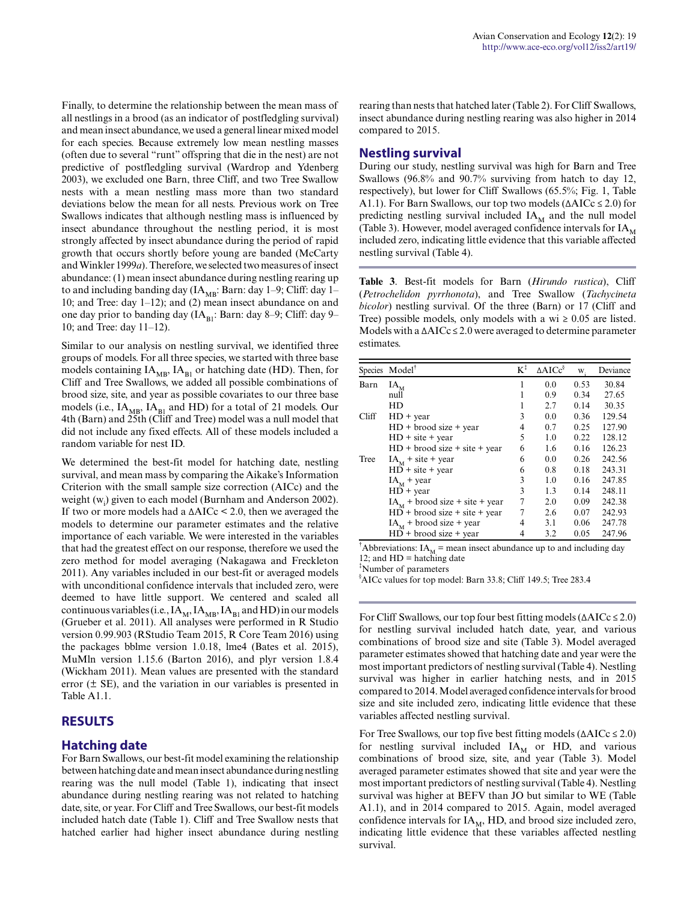Finally, to determine the relationship between the mean mass of all nestlings in a brood (as an indicator of postfledgling survival) and mean insect abundance, we used a general linear mixed model for each species. Because extremely low mean nestling masses (often due to several "runt" offspring that die in the nest) are not predictive of postfledgling survival (Wardrop and Ydenberg 2003), we excluded one Barn, three Cliff, and two Tree Swallow nests with a mean nestling mass more than two standard deviations below the mean for all nests. Previous work on Tree Swallows indicates that although nestling mass is influenced by insect abundance throughout the nestling period, it is most strongly affected by insect abundance during the period of rapid growth that occurs shortly before young are banded (McCarty and Winkler 1999*a*). Therefore, we selected two measures of insect abundance: (1) mean insect abundance during nestling rearing up to and including banding day ($IA_{MB}$: Barn: day 1–9; Cliff: day 1–10; and Tree: day 1–12); and (2) mean insect abundance on and one day prior to banding day ($IA_{B1}$: Barn: day 8–9; Cliff: day 9–10; and Tree: day 11–12).

Similar to our analysis on nestling survival, we identified three groups of models. For all three species, we started with three base models containing $IA_{MB}$, $IA_{B1}$ or hatching date (HD). Then, for Cliff and Tree Swallows, we added all possible combinations of brood size, site, and year as possible covariates to our three base models (i.e., $IA_{MB}$, $IA_{B1}$ and HD) for a total of 21 models. Our 4th (Barn) and 25th (Cliff and Tree) model was a null model that did not include any fixed effects. All of these models included a random variable for nest ID.

We determined the best-fit model for hatching date, nestling survival, and mean mass by comparing the Aikake's Information Criterion with the small sample size correction (AICc) and the weight ($w_i$) given to each model (Burnham and Anderson 2002). If two or more models had a $\Delta$AICc < 2.0, then we averaged the models to determine our parameter estimates and the relative importance of each variable. We were interested in the variables that had the greatest effect on our response, therefore we used the zero method for model averaging (Nakagawa and Freckleton 2011). Any variables included in our best-fit or averaged models with unconditional confidence intervals that included zero, were deemed to have little support. We centered and scaled all continuous variables (i.e., $IA_M$, $IA_{MB}$, $IA_{B1}$ and HD) in our models (Grueber et al. 2011). All analyses were performed in R Studio version 0.99.903 (RStudio Team 2015, R Core Team 2016) using the packages bblme version 1.0.18, lme4 (Bates et al. 2015), MuMln version 1.15.6 (Barton 2016), and plyr version 1.8.4 (Wickham 2011). Mean values are presented with the standard error (± SE), and the variation in our variables is presented in Table A1.1.

## RESULTS

### Hatching date

For Barn Swallows, our best-fit model examining the relationship between hatching date and mean insect abundance during nestling rearing was the null model (Table 1), indicating that insect abundance during nestling rearing was not related to hatching date, site, or year. For Cliff and Tree Swallows, our best-fit models included hatch date (Table 1). Cliff and Tree Swallow nests that hatched earlier had higher insect abundance during nestling rearing than nests that hatched later (Table 2). For Cliff Swallows, insect abundance during nestling rearing was also higher in 2014 compared to 2015.

### Nestling survival

During our study, nestling survival was high for Barn and Tree Swallows (96.8% and 90.7% surviving from hatch to day 12, respectively), but lower for Cliff Swallows (65.5%; Fig. 1, Table A1.1). For Barn Swallows, our top two models ($\Delta$AICc ≤ 2.0) for predicting nestling survival included $IA_M$ and the null model (Table 3). However, model averaged confidence intervals for $IA_M$ included zero, indicating little evidence that this variable affected nestling survival (Table 4).

**Table 3**. Best-fit models for Barn (*Hirundo rustica*), Cliff (*Petrochelidon pyrrhonota*), and Tree Swallow (*Tachycineta bicolor*) nestling survival. Of the three (Barn) or 17 (Cliff and Tree) possible models, only models with a wi ≥ 0.05 are listed. Models with a $\Delta$AICc ≤ 2.0 were averaged to determine parameter estimates.

| Species | Model[†] | K[‡] | $\Delta$AICc[§] | $w_i$ | Deviance |
|---|---|---|---|---|---|
| Barn | $IA_M$ | 1 | 0.0 | 0.53 | 30.84 |
| | null | 1 | 0.9 | 0.34 | 27.65 |
| | HD | 1 | 2.7 | 0.14 | 30.35 |
| Cliff | HD + year | 3 | 0.0 | 0.36 | 129.54 |
| | HD + brood size + year | 4 | 0.7 | 0.25 | 127.90 |
| | HD + site + year | 5 | 1.0 | 0.22 | 128.12 |
| | HD + brood size + site + year | 6 | 1.6 | 0.16 | 126.23 |
| Tree | $IA_M$ + site + year | 6 | 0.0 | 0.26 | 242.56 |
| | HD + site + year | 6 | 0.8 | 0.18 | 243.31 |
| | $IA_M$ + year | 3 | 1.0 | 0.16 | 247.85 |
| | HD + year | 3 | 1.3 | 0.14 | 248.11 |
| | $IA_M$ + brood size + site + year | 7 | 2.0 | 0.09 | 242.38 |
| | HD + brood size + site + year | 7 | 2.6 | 0.07 | 242.93 |
| | $IA_M$ + brood size + year | 4 | 3.1 | 0.06 | 247.78 |
| | HD + brood size + year | 4 | 3.2 | 0.05 | 247.96 |

[†]Abbreviations: $IA_M$ = mean insect abundance up to and including day 12; and HD = hatching date
[‡]Number of parameters
[§]AICc values for top model: Barn 33.8; Cliff 149.5; Tree 283.4

For Cliff Swallows, our top four best fitting models ($\Delta$AICc ≤ 2.0) for nestling survival included hatch date, year, and various combinations of brood size and site (Table 3). Model averaged parameter estimates showed that hatching date and year were the most important predictors of nestling survival (Table 4). Nestling survival was higher in earlier hatching nests, and in 2015 compared to 2014. Model averaged confidence intervals for brood size and site included zero, indicating little evidence that these variables affected nestling survival.

For Tree Swallows, our top five best fitting models ($\Delta$AICc ≤ 2.0) for nestling survival included $IA_M$ or HD, and various combinations of brood size, site, and year (Table 3). Model averaged parameter estimates showed that site and year were the most important predictors of nestling survival (Table 4). Nestling survival was higher at BEFV than JO but similar to WE (Table A1.1), and in 2014 compared to 2015. Again, model averaged confidence intervals for $IA_M$, HD, and brood size included zero, indicating little evidence that these variables affected nestling survival.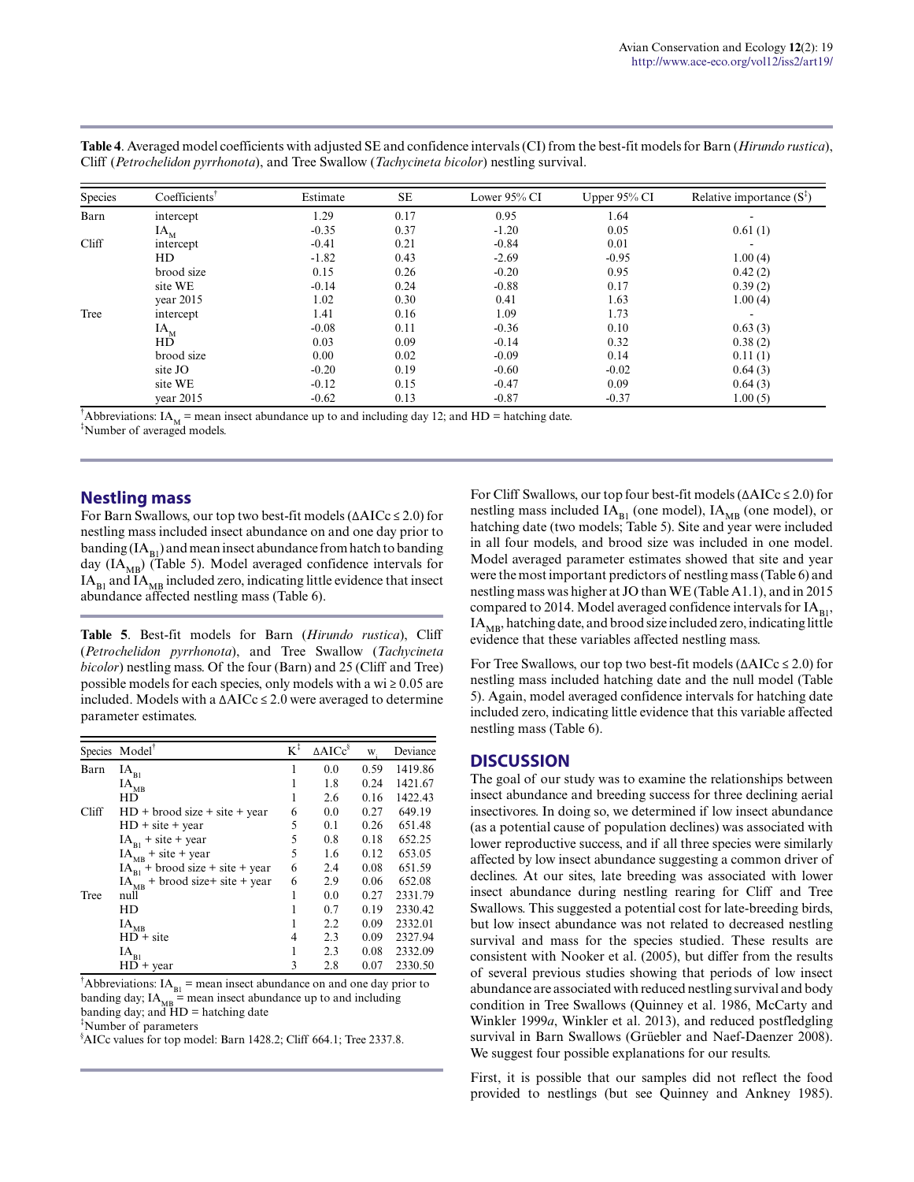**Table 4**. Averaged model coefficients with adjusted SE and confidence intervals (CI) from the best-fit models for Barn (*Hirundo rustica*), Cliff (*Petrochelidon pyrrhonota*), and Tree Swallow (*Tachycineta bicolor*) nestling survival.

| Species | Coefficients[†] | Estimate | SE | Lower 95% CI | Upper 95% CI | Relative importance (S[‡]) |
|---|---|---|---|---|---|---|
| Barn | intercept | 1.29 | 0.17 | 0.95 | 1.64 | - |
| | $IA_M$ | -0.35 | 0.37 | -1.20 | 0.05 | 0.61 (1) |
| Cliff | intercept | -0.41 | 0.21 | -0.84 | 0.01 | - |
| | HD | -1.82 | 0.43 | -2.69 | -0.95 | 1.00 (4) |
| | brood size | 0.15 | 0.26 | -0.20 | 0.95 | 0.42 (2) |
| | site WE | -0.14 | 0.24 | -0.88 | 0.17 | 0.39 (2) |
| | year 2015 | 1.02 | 0.30 | 0.41 | 1.63 | 1.00 (4) |
| Tree | intercept | 1.41 | 0.16 | 1.09 | 1.73 | - |
| | $IA_M$ | -0.08 | 0.11 | -0.36 | 0.10 | 0.63 (3) |
| | HD | 0.03 | 0.09 | -0.14 | 0.32 | 0.38 (2) |
| | brood size | 0.00 | 0.02 | -0.09 | 0.14 | 0.11 (1) |
| | site JO | -0.20 | 0.19 | -0.60 | -0.02 | 0.64 (3) |
| | site WE | -0.12 | 0.15 | -0.47 | 0.09 | 0.64 (3) |
| | year 2015 | -0.62 | 0.13 | -0.87 | -0.37 | 1.00 (5) |

[†]Abbreviations: $IA_M$ = mean insect abundance up to and including day 12; and HD = hatching date.
[‡]Number of averaged models.

## Nestling mass

For Barn Swallows, our top two best-fit models (ΔAICc ≤ 2.0) for nestling mass included insect abundance on and one day prior to banding ($IA_{B1}$) and mean insect abundance from hatch to banding day ($IA_{MB}$) (Table 5). Model averaged confidence intervals for $IA_{B1}$ and $IA_{MB}$ included zero, indicating little evidence that insect abundance affected nestling mass (Table 6).

**Table 5**. Best-fit models for Barn (*Hirundo rustica*), Cliff (*Petrochelidon pyrrhonota*), and Tree Swallow (*Tachycineta bicolor*) nestling mass. Of the four (Barn) and 25 (Cliff and Tree) possible models for each species, only models with a wi ≥ 0.05 are included. Models with a ΔAICc ≤ 2.0 were averaged to determine parameter estimates.

| Species | Model[†] | K[‡] | ΔAICc[§] | $w_i$ | Deviance |
|---|---|---|---|---|---|
| Barn | $IA_{B1}$ | 1 | 0.0 | 0.59 | 1419.86 |
| | $IA_{MB}$ | 1 | 1.8 | 0.24 | 1421.67 |
| | HD | 1 | 2.6 | 0.16 | 1422.43 |
| Cliff | HD + brood size + site + year | 6 | 0.0 | 0.27 | 649.19 |
| | HD + site + year | 5 | 0.1 | 0.26 | 651.48 |
| | $IA_{B1}$ + site + year | 5 | 0.8 | 0.18 | 652.25 |
| | $IA_{MB}$ + site + year | 5 | 1.6 | 0.12 | 653.05 |
| | $IA_{B1}$ + brood size + site + year | 6 | 2.4 | 0.08 | 651.59 |
| | $IA_{MB}$ + brood size+ site + year | 6 | 2.9 | 0.06 | 652.08 |
| Tree | null | 1 | 0.0 | 0.27 | 2331.79 |
| | HD | 1 | 0.7 | 0.19 | 2330.42 |
| | $IA_{MB}$ | 1 | 2.2 | 0.09 | 2332.01 |
| | HD + site | 4 | 2.3 | 0.09 | 2327.94 |
| | $IA_{B1}$ | 1 | 2.3 | 0.08 | 2332.09 |
| | HD + year | 3 | 2.8 | 0.07 | 2330.50 |

[†]Abbreviations: $IA_{B1}$ = mean insect abundance on and one day prior to banding day; $IA_{MB}$ = mean insect abundance up to and including banding day; and HD = hatching date
[‡]Number of parameters
[§]AICc values for top model: Barn 1428.2; Cliff 664.1; Tree 2337.8.

For Cliff Swallows, our top four best-fit models (ΔAICc ≤ 2.0) for nestling mass included $IA_{B1}$ (one model), $IA_{MB}$ (one model), or hatching date (two models; Table 5). Site and year were included in all four models, and brood size was included in one model. Model averaged parameter estimates showed that site and year were the most important predictors of nestling mass (Table 6) and nestling mass was higher at JO than WE (Table A1.1), and in 2015 compared to 2014. Model averaged confidence intervals for $IA_{B1}$, $IA_{MB}$, hatching date, and brood size included zero, indicating little evidence that these variables affected nestling mass.

For Tree Swallows, our top two best-fit models (ΔAICc ≤ 2.0) for nestling mass included hatching date and the null model (Table 5). Again, model averaged confidence intervals for hatching date included zero, indicating little evidence that this variable affected nestling mass (Table 6).

## DISCUSSION

The goal of our study was to examine the relationships between insect abundance and breeding success for three declining aerial insectivores. In doing so, we determined if low insect abundance (as a potential cause of population declines) was associated with lower reproductive success, and if all three species were similarly affected by low insect abundance suggesting a common driver of declines. At our sites, late breeding was associated with lower insect abundance during nestling rearing for Cliff and Tree Swallows. This suggested a potential cost for late-breeding birds, but low insect abundance was not related to decreased nestling survival and mass for the species studied. These results are consistent with Nooker et al. (2005), but differ from the results of several previous studies showing that periods of low insect abundance are associated with reduced nestling survival and body condition in Tree Swallows (Quinney et al. 1986, McCarty and Winkler 1999*a*, Winkler et al. 2013), and reduced postfledgling survival in Barn Swallows (Grüebler and Naef-Daenzer 2008). We suggest four possible explanations for our results.

First, it is possible that our samples did not reflect the food provided to nestlings (but see Quinney and Ankney 1985).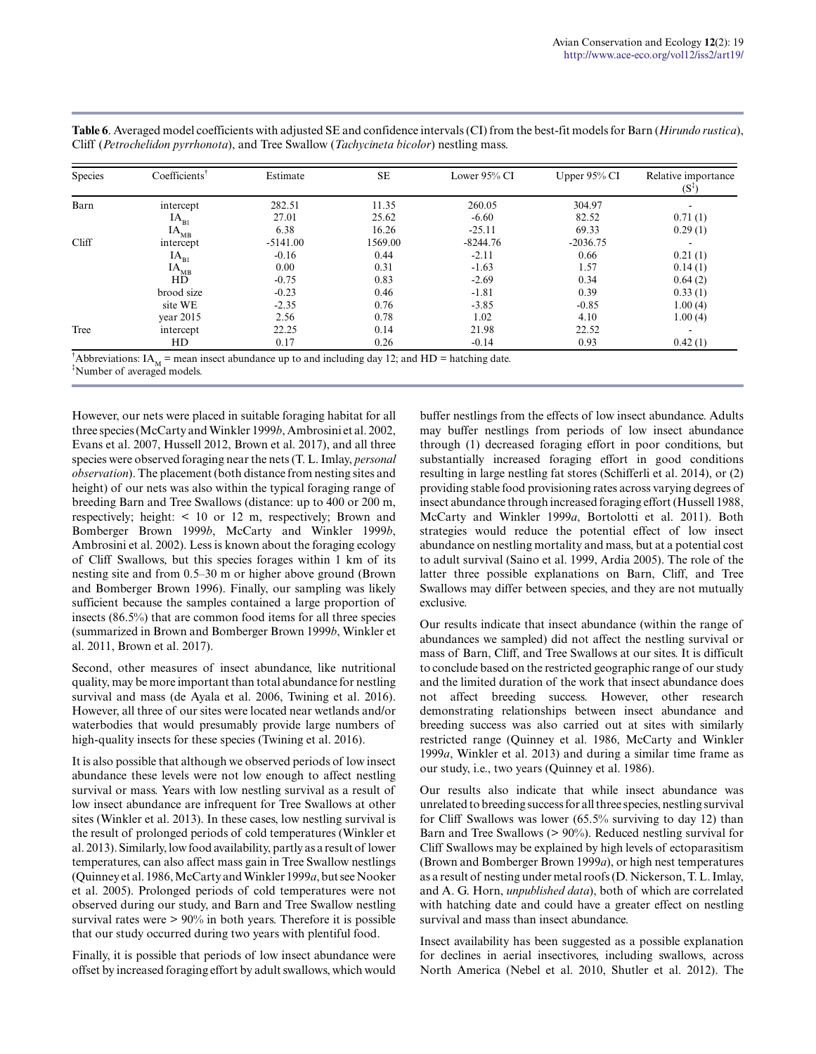**Table 6**. Averaged model coefficients with adjusted SE and confidence intervals (CI) from the best-fit models for Barn (*Hirundo rustica*), Cliff (*Petrochelidon pyrrhonota*), and Tree Swallow (*Tachycineta bicolor*) nestling mass.

| Species | Coefficients[†] | Estimate | SE | Lower 95% CI | Upper 95% CI | Relative importance ($S^{‡}$) |
|---|---|---|---|---|---|---|
| Barn | intercept | 282.51 | 11.35 | 260.05 | 304.97 | - |
| | $IA_{B1}$ | 27.01 | 25.62 | -6.60 | 82.52 | 0.71 (1) |
| | $IA_{MB}$ | 6.38 | 16.26 | -25.11 | 69.33 | 0.29 (1) |
| Cliff | intercept | -5141.00 | 1569.00 | -8244.76 | -2036.75 | - |
| | $IA_{B1}$ | -0.16 | 0.44 | -2.11 | 0.66 | 0.21 (1) |
| | $IA_{MB}$ | 0.00 | 0.31 | -1.63 | 1.57 | 0.14 (1) |
| | HD | -0.75 | 0.83 | -2.69 | 0.34 | 0.64 (2) |
| | brood size | -0.23 | 0.46 | -1.81 | 0.39 | 0.33 (1) |
| | site WE | -2.35 | 0.76 | -3.85 | -0.85 | 1.00 (4) |
| | year 2015 | 2.56 | 0.78 | 1.02 | 4.10 | 1.00 (4) |
| Tree | intercept | 22.25 | 0.14 | 21.98 | 22.52 | - |
| | HD | 0.17 | 0.26 | -0.14 | 0.93 | 0.42 (1) |

[†]Abbreviations: $IA_M$ = mean insect abundance up to and including day 12; and HD = hatching date.
[‡]Number of averaged models.

However, our nets were placed in suitable foraging habitat for all three species (McCarty and Winkler 1999*b*, Ambrosini et al. 2002, Evans et al. 2007, Hussell 2012, Brown et al. 2017), and all three species were observed foraging near the nets (T. L. Imlay, *personal observation*). The placement (both distance from nesting sites and height) of our nets was also within the typical foraging range of breeding Barn and Tree Swallows (distance: up to 400 or 200 m, respectively; height: < 10 or 12 m, respectively; Brown and Bomberger Brown 1999*b*, McCarty and Winkler 1999*b*, Ambrosini et al. 2002). Less is known about the foraging ecology of Cliff Swallows, but this species forages within 1 km of its nesting site and from 0.5–30 m or higher above ground (Brown and Bomberger Brown 1996). Finally, our sampling was likely sufficient because the samples contained a large proportion of insects (86.5%) that are common food items for all three species (summarized in Brown and Bomberger Brown 1999*b*, Winkler et al. 2011, Brown et al. 2017).

Second, other measures of insect abundance, like nutritional quality, may be more important than total abundance for nestling survival and mass (de Ayala et al. 2006, Twining et al. 2016). However, all three of our sites were located near wetlands and/or waterbodies that would presumably provide large numbers of high-quality insects for these species (Twining et al. 2016).

It is also possible that although we observed periods of low insect abundance these levels were not low enough to affect nestling survival or mass. Years with low nestling survival as a result of low insect abundance are infrequent for Tree Swallows at other sites (Winkler et al. 2013). In these cases, low nestling survival is the result of prolonged periods of cold temperatures (Winkler et al. 2013). Similarly, low food availability, partly as a result of lower temperatures, can also affect mass gain in Tree Swallow nestlings (Quinney et al. 1986, McCarty and Winkler 1999*a*, but see Nooker et al. 2005). Prolonged periods of cold temperatures were not observed during our study, and Barn and Tree Swallow nestling survival rates were > 90% in both years. Therefore it is possible that our study occurred during two years with plentiful food.

Finally, it is possible that periods of low insect abundance were offset by increased foraging effort by adult swallows, which would buffer nestlings from the effects of low insect abundance. Adults may buffer nestlings from periods of low insect abundance through (1) decreased foraging effort in poor conditions, but substantially increased foraging effort in good conditions resulting in large nestling fat stores (Schifferli et al. 2014), or (2) providing stable food provisioning rates across varying degrees of insect abundance through increased foraging effort (Hussell 1988, McCarty and Winkler 1999*a*, Bortolotti et al. 2011). Both strategies would reduce the potential effect of low insect abundance on nestling mortality and mass, but at a potential cost to adult survival (Saino et al. 1999, Ardia 2005). The role of the latter three possible explanations on Barn, Cliff, and Tree Swallows may differ between species, and they are not mutually exclusive.

Our results indicate that insect abundance (within the range of abundances we sampled) did not affect the nestling survival or mass of Barn, Cliff, and Tree Swallows at our sites. It is difficult to conclude based on the restricted geographic range of our study and the limited duration of the work that insect abundance does not affect breeding success. However, other research demonstrating relationships between insect abundance and breeding success was also carried out at sites with similarly restricted range (Quinney et al. 1986, McCarty and Winkler 1999*a*, Winkler et al. 2013) and during a similar time frame as our study, i.e., two years (Quinney et al. 1986).

Our results also indicate that while insect abundance was unrelated to breeding success for all three species, nestling survival for Cliff Swallows was lower (65.5% surviving to day 12) than Barn and Tree Swallows (> 90%). Reduced nestling survival for Cliff Swallows may be explained by high levels of ectoparasitism (Brown and Bomberger Brown 1999*a*), or high nest temperatures as a result of nesting under metal roofs (D. Nickerson, T. L. Imlay, and A. G. Horn, *unpublished data*), both of which are correlated with hatching date and could have a greater effect on nestling survival and mass than insect abundance.

Insect availability has been suggested as a possible explanation for declines in aerial insectivores, including swallows, across North America (Nebel et al. 2010, Shutler et al. 2012). The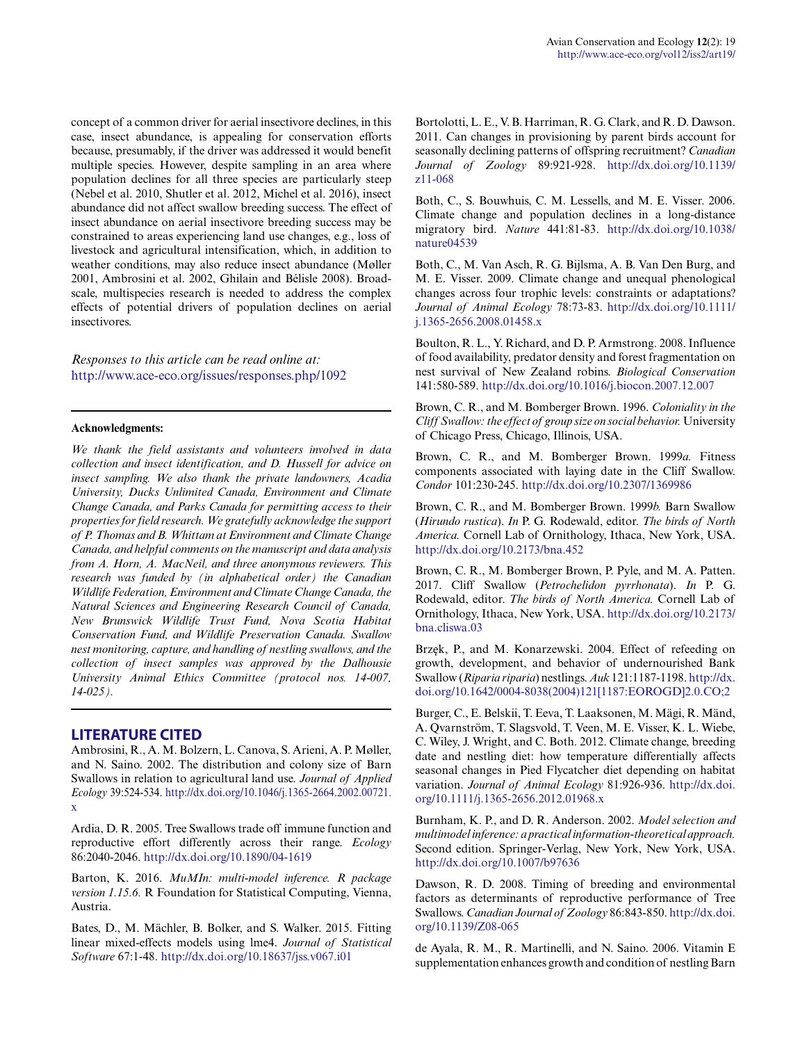concept of a common driver for aerial insectivore declines, in this case, insect abundance, is appealing for conservation efforts because, presumably, if the driver was addressed it would benefit multiple species. However, despite sampling in an area where population declines for all three species are particularly steep (Nebel et al. 2010, Shutler et al. 2012, Michel et al. 2016), insect abundance did not affect swallow breeding success. The effect of insect abundance on aerial insectivore breeding success may be constrained to areas experiencing land use changes, e.g., loss of livestock and agricultural intensification, which, in addition to weather conditions, may also reduce insect abundance (Møller 2001, Ambrosini et al. 2002, Ghilain and Bélisle 2008). Broad-scale, multispecies research is needed to address the complex effects of potential drivers of population declines on aerial insectivores.

*Responses to this article can be read online at:*
http://www.ace-eco.org/issues/responses.php/1092

---

**Acknowledgments:**

*We thank the field assistants and volunteers involved in data collection and insect identification, and D. Hussell for advice on insect sampling. We also thank the private landowners, Acadia University, Ducks Unlimited Canada, Environment and Climate Change Canada, and Parks Canada for permitting access to their properties for field research. We gratefully acknowledge the support of P. Thomas and B. Whittam at Environment and Climate Change Canada, and helpful comments on the manuscript and data analysis from A. Horn, A. MacNeil, and three anonymous reviewers. This research was funded by (in alphabetical order) the Canadian Wildlife Federation, Environment and Climate Change Canada, the Natural Sciences and Engineering Research Council of Canada, New Brunswick Wildlife Trust Fund, Nova Scotia Habitat Conservation Fund, and Wildlife Preservation Canada. Swallow nest monitoring, capture, and handling of nestling swallows, and the collection of insect samples was approved by the Dalhousie University Animal Ethics Committee (protocol nos. 14-007, 14-025).*

---

## LITERATURE CITED

Ambrosini, R., A. M. Bolzern, L. Canova, S. Arieni, A. P. Møller, and N. Saino. 2002. The distribution and colony size of Barn Swallows in relation to agricultural land use. *Journal of Applied Ecology* 39:524-534. http://dx.doi.org/10.1046/j.1365-2664.2002.00721.x

Ardia, D. R. 2005. Tree Swallows trade off immune function and reproductive effort differently across their range. *Ecology* 86:2040-2046. http://dx.doi.org/10.1890/04-1619

Barton, K. 2016. *MuMIn: multi-model inference. R package version 1.15.6.* R Foundation for Statistical Computing, Vienna, Austria.

Bates, D., M. Mächler, B. Bolker, and S. Walker. 2015. Fitting linear mixed-effects models using lme4. *Journal of Statistical Software* 67:1-48. http://dx.doi.org/10.18637/jss.v067.i01

Bortolotti, L. E., V. B. Harriman, R. G. Clark, and R. D. Dawson. 2011. Can changes in provisioning by parent birds account for seasonally declining patterns of offspring recruitment? *Canadian Journal of Zoology* 89:921-928. http://dx.doi.org/10.1139/z11-068

Both, C., S. Bouwhuis, C. M. Lessells, and M. E. Visser. 2006. Climate change and population declines in a long-distance migratory bird. *Nature* 441:81-83. http://dx.doi.org/10.1038/nature04539

Both, C., M. Van Asch, R. G. Bijlsma, A. B. Van Den Burg, and M. E. Visser. 2009. Climate change and unequal phenological changes across four trophic levels: constraints or adaptations? *Journal of Animal Ecology* 78:73-83. http://dx.doi.org/10.1111/j.1365-2656.2008.01458.x

Boulton, R. L., Y. Richard, and D. P. Armstrong. 2008. Influence of food availability, predator density and forest fragmentation on nest survival of New Zealand robins. *Biological Conservation* 141:580-589. http://dx.doi.org/10.1016/j.biocon.2007.12.007

Brown, C. R., and M. Bomberger Brown. 1996. *Coloniality in the Cliff Swallow: the effect of group size on social behavior.* University of Chicago Press, Chicago, Illinois, USA.

Brown, C. R., and M. Bomberger Brown. 1999*a.* Fitness components associated with laying date in the Cliff Swallow. *Condor* 101:230-245. http://dx.doi.org/10.2307/1369986

Brown, C. R., and M. Bomberger Brown. 1999*b.* Barn Swallow (*Hirundo rustica*). *In* P. G. Rodewald, editor. *The birds of North America.* Cornell Lab of Ornithology, Ithaca, New York, USA. http://dx.doi.org/10.2173/bna.452

Brown, C. R., M. Bomberger Brown, P. Pyle, and M. A. Patten. 2017. Cliff Swallow (*Petrochelidon pyrrhonata*). *In* P. G. Rodewald, editor. *The birds of North America.* Cornell Lab of Ornithology, Ithaca, New York, USA. http://dx.doi.org/10.2173/bna.cliswa.03

Brzęk, P., and M. Konarzewski. 2004. Effect of refeeding on growth, development, and behavior of undernourished Bank Swallow (*Riparia riparia*) nestlings. *Auk* 121:1187-1198. http://dx.doi.org/10.1642/0004-8038(2004)121[1187:EOROGD]2.0.CO;2

Burger, C., E. Belskii, T. Eeva, T. Laaksonen, M. Mägi, R. Mänd, A. Qvarnström, T. Slagsvold, T. Veen, M. E. Visser, K. L. Wiebe, C. Wiley, J. Wright, and C. Both. 2012. Climate change, breeding date and nestling diet: how temperature differentially affects seasonal changes in Pied Flycatcher diet depending on habitat variation. *Journal of Animal Ecology* 81:926-936. http://dx.doi.org/10.1111/j.1365-2656.2012.01968.x

Burnham, K. P., and D. R. Anderson. 2002. *Model selection and multimodel inference: a practical information-theoretical approach.* Second edition. Springer-Verlag, New York, New York, USA. http://dx.doi.org/10.1007/b97636

Dawson, R. D. 2008. Timing of breeding and environmental factors as determinants of reproductive performance of Tree Swallows. *Canadian Journal of Zoology* 86:843-850. http://dx.doi.org/10.1139/Z08-065

de Ayala, R. M., R. Martinelli, and N. Saino. 2006. Vitamin E supplementation enhances growth and condition of nestling Barn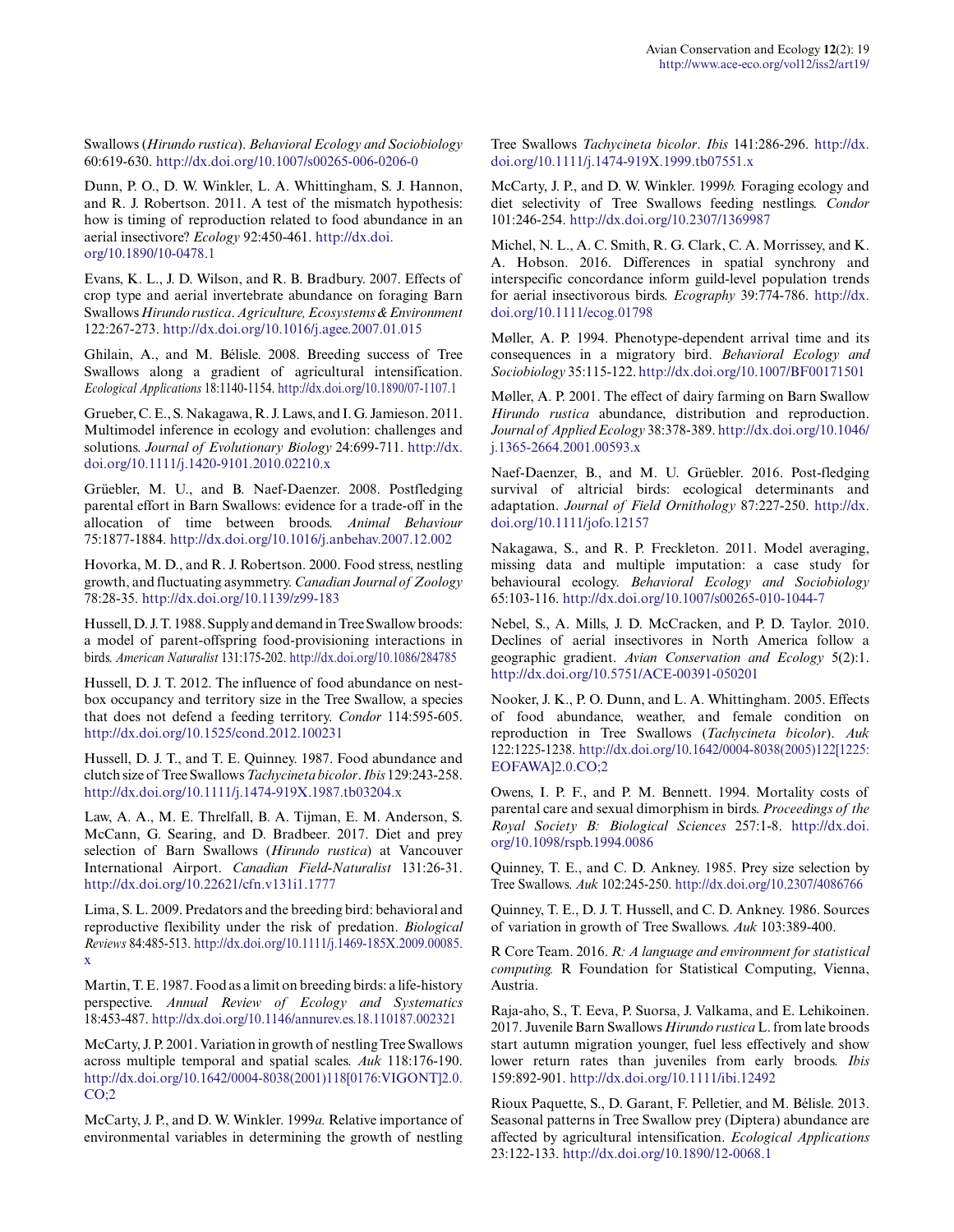Swallows (*Hirundo rustica*). *Behavioral Ecology and Sociobiology* 60:619-630. http://dx.doi.org/10.1007/s00265-006-0206-0

Dunn, P. O., D. W. Winkler, L. A. Whittingham, S. J. Hannon, and R. J. Robertson. 2011. A test of the mismatch hypothesis: how is timing of reproduction related to food abundance in an aerial insectivore? *Ecology* 92:450-461. http://dx.doi.org/10.1890/10-0478.1

Evans, K. L., J. D. Wilson, and R. B. Bradbury. 2007. Effects of crop type and aerial invertebrate abundance on foraging Barn Swallows *Hirundo rustica*. *Agriculture, Ecosystems & Environment* 122:267-273. http://dx.doi.org/10.1016/j.agee.2007.01.015

Ghilain, A., and M. Bélisle. 2008. Breeding success of Tree Swallows along a gradient of agricultural intensification. *Ecological Applications* 18:1140-1154. http://dx.doi.org/10.1890/07-1107.1

Grueber, C. E., S. Nakagawa, R. J. Laws, and I. G. Jamieson. 2011. Multimodel inference in ecology and evolution: challenges and solutions. *Journal of Evolutionary Biology* 24:699-711. http://dx.doi.org/10.1111/j.1420-9101.2010.02210.x

Grüebler, M. U., and B. Naef-Daenzer. 2008. Postfledging parental effort in Barn Swallows: evidence for a trade-off in the allocation of time between broods. *Animal Behaviour* 75:1877-1884. http://dx.doi.org/10.1016/j.anbehav.2007.12.002

Hovorka, M. D., and R. J. Robertson. 2000. Food stress, nestling growth, and fluctuating asymmetry. *Canadian Journal of Zoology* 78:28-35. http://dx.doi.org/10.1139/z99-183

Hussell, D. J. T. 1988. Supply and demand in Tree Swallow broods: a model of parent-offspring food-provisioning interactions in birds. *American Naturalist* 131:175-202. http://dx.doi.org/10.1086/284785

Hussell, D. J. T. 2012. The influence of food abundance on nest-box occupancy and territory size in the Tree Swallow, a species that does not defend a feeding territory. *Condor* 114:595-605. http://dx.doi.org/10.1525/cond.2012.100231

Hussell, D. J. T., and T. E. Quinney. 1987. Food abundance and clutch size of Tree Swallows *Tachycineta bicolor*. *Ibis* 129:243-258. http://dx.doi.org/10.1111/j.1474-919X.1987.tb03204.x

Law, A. A., M. E. Threlfall, B. A. Tijman, E. M. Anderson, S. McCann, G. Searing, and D. Bradbeer. 2017. Diet and prey selection of Barn Swallows (*Hirundo rustica*) at Vancouver International Airport. *Canadian Field-Naturalist* 131:26-31. http://dx.doi.org/10.22621/cfn.v131i1.1777

Lima, S. L. 2009. Predators and the breeding bird: behavioral and reproductive flexibility under the risk of predation. *Biological Reviews* 84:485-513. http://dx.doi.org/10.1111/j.1469-185X.2009.00085.x

Martin, T. E. 1987. Food as a limit on breeding birds: a life-history perspective. *Annual Review of Ecology and Systematics* 18:453-487. http://dx.doi.org/10.1146/annurev.es.18.110187.002321

McCarty, J. P. 2001. Variation in growth of nestling Tree Swallows across multiple temporal and spatial scales. *Auk* 118:176-190. http://dx.doi.org/10.1642/0004-8038(2001)118[0176:VIGONT]2.0.CO;2

McCarty, J. P., and D. W. Winkler. 1999*a*. Relative importance of environmental variables in determining the growth of nestling Tree Swallows *Tachycineta bicolor*. *Ibis* 141:286-296. http://dx.doi.org/10.1111/j.1474-919X.1999.tb07551.x

McCarty, J. P., and D. W. Winkler. 1999*b*. Foraging ecology and diet selectivity of Tree Swallows feeding nestlings. *Condor* 101:246-254. http://dx.doi.org/10.2307/1369987

Michel, N. L., A. C. Smith, R. G. Clark, C. A. Morrissey, and K. A. Hobson. 2016. Differences in spatial synchrony and interspecific concordance inform guild-level population trends for aerial insectivorous birds. *Ecography* 39:774-786. http://dx.doi.org/10.1111/ecog.01798

Møller, A. P. 1994. Phenotype-dependent arrival time and its consequences in a migratory bird. *Behavioral Ecology and Sociobiology* 35:115-122. http://dx.doi.org/10.1007/BF00171501

Møller, A. P. 2001. The effect of dairy farming on Barn Swallow *Hirundo rustica* abundance, distribution and reproduction. *Journal of Applied Ecology* 38:378-389. http://dx.doi.org/10.1046/j.1365-2664.2001.00593.x

Naef-Daenzer, B., and M. U. Grüebler. 2016. Post-fledging survival of altricial birds: ecological determinants and adaptation. *Journal of Field Ornithology* 87:227-250. http://dx.doi.org/10.1111/jofo.12157

Nakagawa, S., and R. P. Freckleton. 2011. Model averaging, missing data and multiple imputation: a case study for behavioural ecology. *Behavioral Ecology and Sociobiology* 65:103-116. http://dx.doi.org/10.1007/s00265-010-1044-7

Nebel, S., A. Mills, J. D. McCracken, and P. D. Taylor. 2010. Declines of aerial insectivores in North America follow a geographic gradient. *Avian Conservation and Ecology* 5(2):1. http://dx.doi.org/10.5751/ACE-00391-050201

Nooker, J. K., P. O. Dunn, and L. A. Whittingham. 2005. Effects of food abundance, weather, and female condition on reproduction in Tree Swallows (*Tachycineta bicolor*). *Auk* 122:1225-1238. http://dx.doi.org/10.1642/0004-8038(2005)122[1225:EOFAWA]2.0.CO;2

Owens, I. P. F., and P. M. Bennett. 1994. Mortality costs of parental care and sexual dimorphism in birds. *Proceedings of the Royal Society B: Biological Sciences* 257:1-8. http://dx.doi.org/10.1098/rspb.1994.0086

Quinney, T. E., and C. D. Ankney. 1985. Prey size selection by Tree Swallows. *Auk* 102:245-250. http://dx.doi.org/10.2307/4086766

Quinney, T. E., D. J. T. Hussell, and C. D. Ankney. 1986. Sources of variation in growth of Tree Swallows. *Auk* 103:389-400.

R Core Team. 2016. *R: A language and environment for statistical computing.* R Foundation for Statistical Computing, Vienna, Austria.

Raja-aho, S., T. Eeva, P. Suorsa, J. Valkama, and E. Lehikoinen. 2017. Juvenile Barn Swallows *Hirundo rustica* L. from late broods start autumn migration younger, fuel less effectively and show lower return rates than juveniles from early broods. *Ibis* 159:892-901. http://dx.doi.org/10.1111/ibi.12492

Rioux Paquette, S., D. Garant, F. Pelletier, and M. Bélisle. 2013. Seasonal patterns in Tree Swallow prey (Diptera) abundance are affected by agricultural intensification. *Ecological Applications* 23:122-133. http://dx.doi.org/10.1890/12-0068.1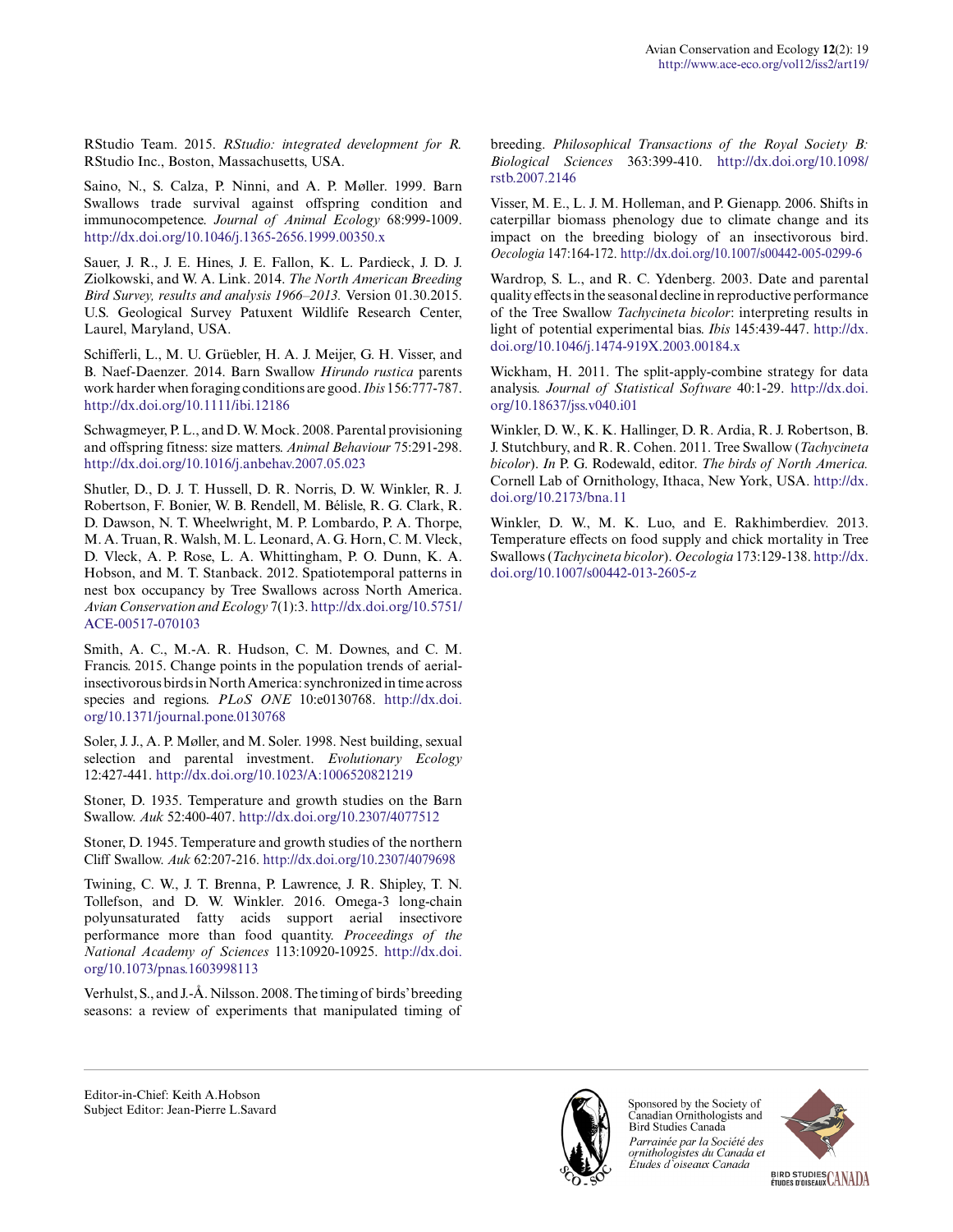RStudio Team. 2015. *RStudio: integrated development for R.* RStudio Inc., Boston, Massachusetts, USA.

Saino, N., S. Calza, P. Ninni, and A. P. Møller. 1999. Barn Swallows trade survival against offspring condition and immunocompetence. *Journal of Animal Ecology* 68:999-1009. http://dx.doi.org/10.1046/j.1365-2656.1999.00350.x

Sauer, J. R., J. E. Hines, J. E. Fallon, K. L. Pardieck, J. D. J. Ziolkowski, and W. A. Link. 2014. *The North American Breeding Bird Survey, results and analysis 1966–2013.* Version 01.30.2015. U.S. Geological Survey Patuxent Wildlife Research Center, Laurel, Maryland, USA.

Schifferli, L., M. U. Grüebler, H. A. J. Meijer, G. H. Visser, and B. Naef-Daenzer. 2014. Barn Swallow *Hirundo rustica* parents work harder when foraging conditions are good. *Ibis* 156:777-787. http://dx.doi.org/10.1111/ibi.12186

Schwagmeyer, P. L., and D. W. Mock. 2008. Parental provisioning and offspring fitness: size matters. *Animal Behaviour* 75:291-298. http://dx.doi.org/10.1016/j.anbehav.2007.05.023

Shutler, D., D. J. T. Hussell, D. R. Norris, D. W. Winkler, R. J. Robertson, F. Bonier, W. B. Rendell, M. Bélisle, R. G. Clark, R. D. Dawson, N. T. Wheelwright, M. P. Lombardo, P. A. Thorpe, M. A. Truan, R. Walsh, M. L. Leonard, A. G. Horn, C. M. Vleck, D. Vleck, A. P. Rose, L. A. Whittingham, P. O. Dunn, K. A. Hobson, and M. T. Stanback. 2012. Spatiotemporal patterns in nest box occupancy by Tree Swallows across North America. *Avian Conservation and Ecology* 7(1):3. http://dx.doi.org/10.5751/ACE-00517-070103

Smith, A. C., M.-A. R. Hudson, C. M. Downes, and C. M. Francis. 2015. Change points in the population trends of aerial-insectivorous birds in North America: synchronized in time across species and regions. *PLoS ONE* 10:e0130768. http://dx.doi.org/10.1371/journal.pone.0130768

Soler, J. J., A. P. Møller, and M. Soler. 1998. Nest building, sexual selection and parental investment. *Evolutionary Ecology* 12:427-441. http://dx.doi.org/10.1023/A:1006520821219

Stoner, D. 1935. Temperature and growth studies on the Barn Swallow. *Auk* 52:400-407. http://dx.doi.org/10.2307/4077512

Stoner, D. 1945. Temperature and growth studies of the northern Cliff Swallow. *Auk* 62:207-216. http://dx.doi.org/10.2307/4079698

Twining, C. W., J. T. Brenna, P. Lawrence, J. R. Shipley, T. N. Tollefson, and D. W. Winkler. 2016. Omega-3 long-chain polyunsaturated fatty acids support aerial insectivore performance more than food quantity. *Proceedings of the National Academy of Sciences* 113:10920-10925. http://dx.doi.org/10.1073/pnas.1603998113

Verhulst, S., and J.-Å. Nilsson. 2008. The timing of birds' breeding seasons: a review of experiments that manipulated timing of breeding. *Philosophical Transactions of the Royal Society B: Biological Sciences* 363:399-410. http://dx.doi.org/10.1098/rstb.2007.2146

Visser, M. E., L. J. M. Holleman, and P. Gienapp. 2006. Shifts in caterpillar biomass phenology due to climate change and its impact on the breeding biology of an insectivorous bird. *Oecologia* 147:164-172. http://dx.doi.org/10.1007/s00442-005-0299-6

Wardrop, S. L., and R. C. Ydenberg. 2003. Date and parental quality effects in the seasonal decline in reproductive performance of the Tree Swallow *Tachycineta bicolor*: interpreting results in light of potential experimental bias. *Ibis* 145:439-447. http://dx.doi.org/10.1046/j.1474-919X.2003.00184.x

Wickham, H. 2011. The split-apply-combine strategy for data analysis. *Journal of Statistical Software* 40:1-29. http://dx.doi.org/10.18637/jss.v040.i01

Winkler, D. W., K. K. Hallinger, D. R. Ardia, R. J. Robertson, B. J. Stutchbury, and R. R. Cohen. 2011. Tree Swallow (*Tachycineta bicolor*). *In* P. G. Rodewald, editor. *The birds of North America.* Cornell Lab of Ornithology, Ithaca, New York, USA. http://dx.doi.org/10.2173/bna.11

Winkler, D. W., M. K. Luo, and E. Rakhimberdiev. 2013. Temperature effects on food supply and chick mortality in Tree Swallows (*Tachycineta bicolor*). *Oecologia* 173:129-138. http://dx.doi.org/10.1007/s00442-013-2605-z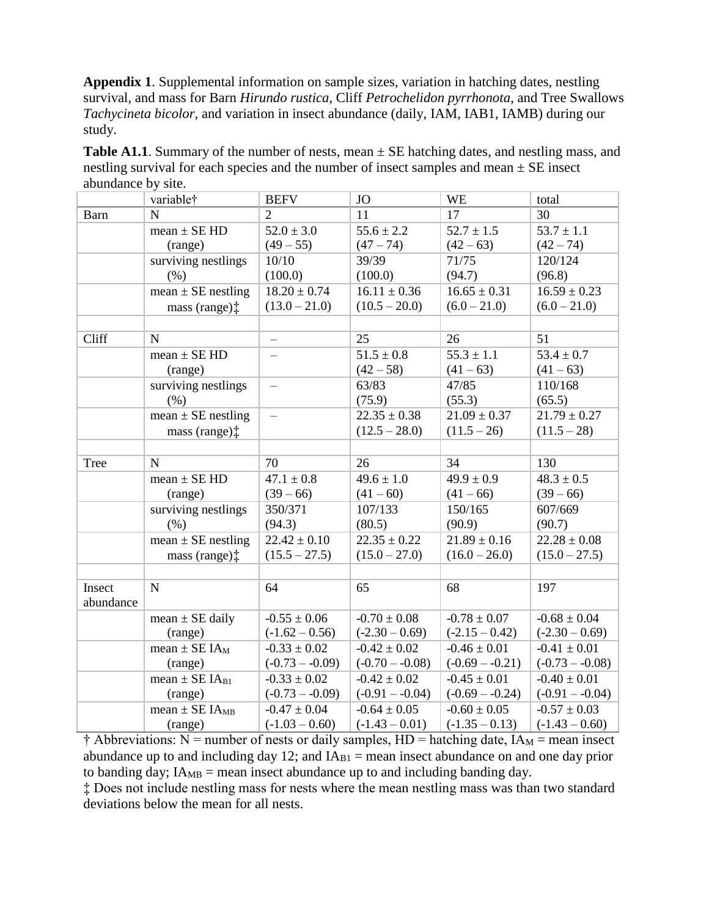**Appendix 1**. Supplemental information on sample sizes, variation in hatching dates, nestling survival, and mass for Barn *Hirundo rustica*, Cliff *Petrochelidon pyrrhonota*, and Tree Swallows *Tachycineta bicolor*, and variation in insect abundance (daily, IAM, IAB1, IAMB) during our study.

**Table A1.1**. Summary of the number of nests, mean ± SE hatching dates, and nestling mass, and nestling survival for each species and the number of insect samples and mean ± SE insect abundance by site.

| | variable† | BEFV | JO | WE | total |
|---|---|---|---|---|---|
| Barn | N | 2 | 11 | 17 | 30 |
| | mean ± SE HD (range) | 52.0 ± 3.0 (49 – 55) | 55.6 ± 2.2 (47 – 74) | 52.7 ± 1.5 (42 – 63) | 53.7 ± 1.1 (42 – 74) |
| | surviving nestlings (%) | 10/10 (100.0) | 39/39 (100.0) | 71/75 (94.7) | 120/124 (96.8) |
| | mean ± SE nestling mass (range)‡ | 18.20 ± 0.74 (13.0 – 21.0) | 16.11 ± 0.36 (10.5 – 20.0) | 16.65 ± 0.31 (6.0 – 21.0) | 16.59 ± 0.23 (6.0 – 21.0) |
| | | | | | |
| Cliff | N | – | 25 | 26 | 51 |
| | mean ± SE HD (range) | – | 51.5 ± 0.8 (42 – 58) | 55.3 ± 1.1 (41 – 63) | 53.4 ± 0.7 (41 – 63) |
| | surviving nestlings (%) | – | 63/83 (75.9) | 47/85 (55.3) | 110/168 (65.5) |
| | mean ± SE nestling mass (range)‡ | – | 22.35 ± 0.38 (12.5 – 28.0) | 21.09 ± 0.37 (11.5 – 26) | 21.79 ± 0.27 (11.5 – 28) |
| | | | | | |
| Tree | N | 70 | 26 | 34 | 130 |
| | mean ± SE HD (range) | 47.1 ± 0.8 (39 – 66) | 49.6 ± 1.0 (41 – 60) | 49.9 ± 0.9 (41 – 66) | 48.3 ± 0.5 (39 – 66) |
| | surviving nestlings (%) | 350/371 (94.3) | 107/133 (80.5) | 150/165 (90.9) | 607/669 (90.7) |
| | mean ± SE nestling mass (range)‡ | 22.42 ± 0.10 (15.5 – 27.5) | 22.35 ± 0.22 (15.0 – 27.0) | 21.89 ± 0.16 (16.0 – 26.0) | 22.28 ± 0.08 (15.0 – 27.5) |
| | | | | | |
| Insect abundance | N | 64 | 65 | 68 | 197 |
| | mean ± SE daily (range) | -0.55 ± 0.06 (-1.62 – 0.56) | -0.70 ± 0.08 (-2.30 – 0.69) | -0.78 ± 0.07 (-2.15 – 0.42) | -0.68 ± 0.04 (-2.30 – 0.69) |
| | mean ± SE $IA_M$ (range) | -0.33 ± 0.02 (-0.73 – -0.09) | -0.42 ± 0.02 (-0.70 – -0.08) | -0.46 ± 0.01 (-0.69 – -0.21) | -0.41 ± 0.01 (-0.73 – -0.08) |
| | mean ± SE $IA_{B1}$ (range) | -0.33 ± 0.02 (-0.73 – -0.09) | -0.42 ± 0.02 (-0.91 – -0.04) | -0.45 ± 0.01 (-0.69 – -0.24) | -0.40 ± 0.01 (-0.91 – -0.04) |
| | mean ± SE $IA_{MB}$ (range) | -0.47 ± 0.04 (-1.03 – 0.60) | -0.64 ± 0.05 (-1.43 – 0.01) | -0.60 ± 0.05 (-1.35 – 0.13) | -0.57 ± 0.03 (-1.43 – 0.60) |

† Abbreviations: N = number of nests or daily samples, HD = hatching date, $IA_M$ = mean insect abundance up to and including day 12; and $IA_{B1}$ = mean insect abundance on and one day prior to banding day; $IA_{MB}$ = mean insect abundance up to and including banding day.

‡ Does not include nestling mass for nests where the mean nestling mass was than two standard deviations below the mean for all nests.